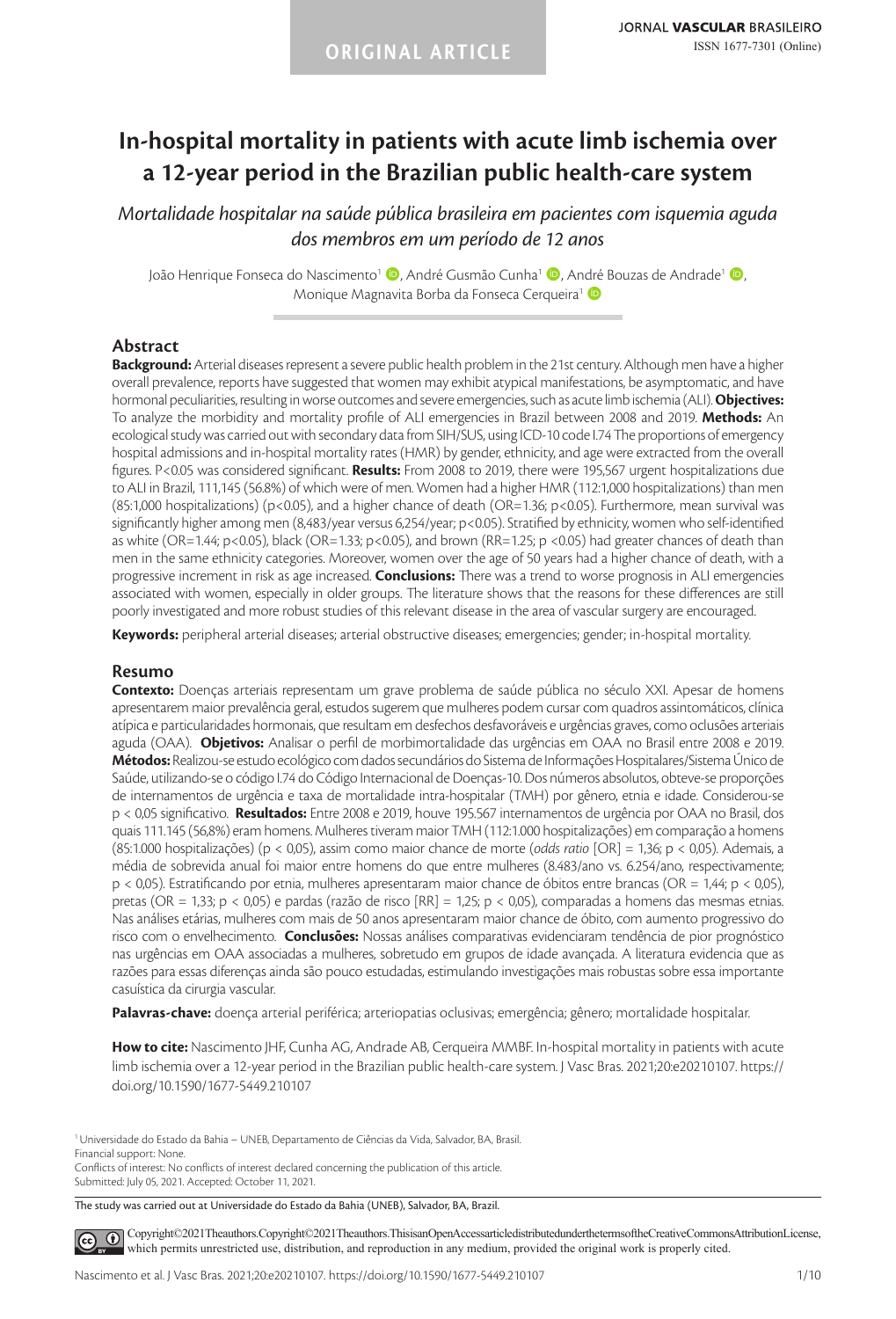ORIGINAL ARTICLE

JORNAL VASCULAR BRASILEIRO
ISSN 1677-7301 (Online)

# In-hospital mortality in patients with acute limb ischemia over a 12-year period in the Brazilian public health-care system

*Mortalidade hospitalar na saúde pública brasileira em pacientes com isquemia aguda dos membros em um período de 12 anos*

João Henrique Fonseca do Nascimento[1], André Gusmão Cunha[1], André Bouzas de Andrade[1], Monique Magnavita Borba da Fonseca Cerqueira[1]

## Abstract

**Background:** Arterial diseases represent a severe public health problem in the 21st century. Although men have a higher overall prevalence, reports have suggested that women may exhibit atypical manifestations, be asymptomatic, and have hormonal peculiarities, resulting in worse outcomes and severe emergencies, such as acute limb ischemia (ALI). **Objectives:** To analyze the morbidity and mortality profile of ALI emergencies in Brazil between 2008 and 2019. **Methods:** An ecological study was carried out with secondary data from SIH/SUS, using ICD-10 code I.74 The proportions of emergency hospital admissions and in-hospital mortality rates (HMR) by gender, ethnicity, and age were extracted from the overall figures. P<0.05 was considered significant. **Results:** From 2008 to 2019, there were 195,567 urgent hospitalizations due to ALI in Brazil, 111,145 (56.8%) of which were of men. Women had a higher HMR (112:1,000 hospitalizations) than men (85:1,000 hospitalizations) (p<0.05), and a higher chance of death (OR=1.36; p<0.05). Furthermore, mean survival was significantly higher among men (8,483/year versus 6,254/year; p<0.05). Stratified by ethnicity, women who self-identified as white (OR=1.44; p<0.05), black (OR=1.33; p<0.05), and brown (RR=1.25; p <0.05) had greater chances of death than men in the same ethnicity categories. Moreover, women over the age of 50 years had a higher chance of death, with a progressive increment in risk as age increased. **Conclusions:** There was a trend to worse prognosis in ALI emergencies associated with women, especially in older groups. The literature shows that the reasons for these differences are still poorly investigated and more robust studies of this relevant disease in the area of vascular surgery are encouraged.

**Keywords:** peripheral arterial diseases; arterial obstructive diseases; emergencies; gender; in-hospital mortality.

## Resumo

**Contexto:** Doenças arteriais representam um grave problema de saúde pública no século XXI. Apesar de homens apresentarem maior prevalência geral, estudos sugerem que mulheres podem cursar com quadros assintomáticos, clínica atípica e particularidades hormonais, que resultam em desfechos desfavoráveis e urgências graves, como oclusões arteriais aguda (OAA). **Objetivos:** Analisar o perfil de morbimortalidade das urgências em OAA no Brasil entre 2008 e 2019. **Métodos:** Realizou-se estudo ecológico com dados secundários do Sistema de Informações Hospitalares/Sistema Único de Saúde, utilizando-se o código I.74 do Código Internacional de Doenças-10. Dos números absolutos, obteve-se proporções de internamentos de urgência e taxa de mortalidade intra-hospitalar (TMH) por gênero, etnia e idade. Considerou-se p < 0,05 significativo. **Resultados:** Entre 2008 e 2019, houve 195.567 internamentos de urgência por OAA no Brasil, dos quais 111.145 (56,8%) eram homens. Mulheres tiveram maior TMH (112:1.000 hospitalizações) em comparação a homens (85:1.000 hospitalizações) (p < 0,05), assim como maior chance de morte (*odds ratio* [OR] = 1,36; p < 0,05). Ademais, a média de sobrevida anual foi maior entre homens do que entre mulheres (8.483/ano vs. 6.254/ano, respectivamente; p < 0,05). Estratificando por etnia, mulheres apresentaram maior chance de óbitos entre brancas (OR = 1,44; p < 0,05), pretas (OR = 1,33; p < 0,05) e pardas (razão de risco [RR] = 1,25; p < 0,05), comparadas a homens das mesmas etnias. Nas análises etárias, mulheres com mais de 50 anos apresentaram maior chance de óbito, com aumento progressivo do risco com o envelhecimento. **Conclusões:** Nossas análises comparativas evidenciaram tendência de pior prognóstico nas urgências em OAA associadas a mulheres, sobretudo em grupos de idade avançada. A literatura evidencia que as razões para essas diferenças ainda são pouco estudadas, estimulando investigações mais robustas sobre essa importante casuística da cirurgia vascular.

**Palavras-chave:** doença arterial periférica; arteriopatias oclusivas; emergência; gênero; mortalidade hospitalar.

**How to cite:** Nascimento JHF, Cunha AG, Andrade AB, Cerqueira MMBF. In-hospital mortality in patients with acute limb ischemia over a 12-year period in the Brazilian public health-care system. J Vasc Bras. 2021;20:e20210107. https://doi.org/10.1590/1677-5449.210107

[1] Universidade do Estado da Bahia – UNEB, Departamento de Ciências da Vida, Salvador, BA, Brasil.
Financial support: None.
Conflicts of interest: No conflicts of interest declared concerning the publication of this article.
Submitted: July 05, 2021. Accepted: October 11, 2021.

The study was carried out at Universidade do Estado da Bahia (UNEB), Salvador, BA, Brazil.

Copyright© 2021 The authors. This is an Open Access article distributed under the terms of the Creative Commons Attribution License, which permits unrestricted use, distribution, and reproduction in any medium, provided the original work is properly cited.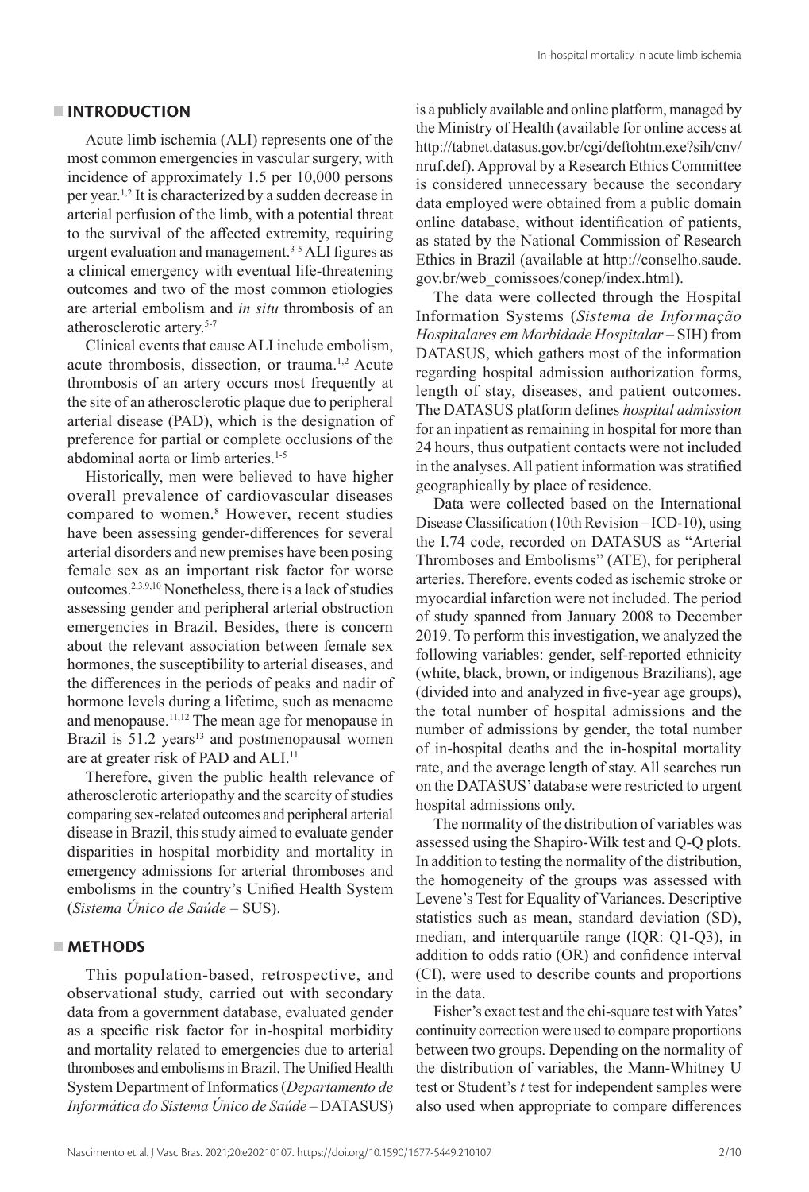## INTRODUCTION

Acute limb ischemia (ALI) represents one of the most common emergencies in vascular surgery, with incidence of approximately 1.5 per 10,000 persons per year.[1,2] It is characterized by a sudden decrease in arterial perfusion of the limb, with a potential threat to the survival of the affected extremity, requiring urgent evaluation and management.[3-5] ALI figures as a clinical emergency with eventual life-threatening outcomes and two of the most common etiologies are arterial embolism and *in situ* thrombosis of an atherosclerotic artery.[5-7]

Clinical events that cause ALI include embolism, acute thrombosis, dissection, or trauma.[1,2] Acute thrombosis of an artery occurs most frequently at the site of an atherosclerotic plaque due to peripheral arterial disease (PAD), which is the designation of preference for partial or complete occlusions of the abdominal aorta or limb arteries.[1-5]

Historically, men were believed to have higher overall prevalence of cardiovascular diseases compared to women.[8] However, recent studies have been assessing gender-differences for several arterial disorders and new premises have been posing female sex as an important risk factor for worse outcomes.[2,3,9,10] Nonetheless, there is a lack of studies assessing gender and peripheral arterial obstruction emergencies in Brazil. Besides, there is concern about the relevant association between female sex hormones, the susceptibility to arterial diseases, and the differences in the periods of peaks and nadir of hormone levels during a lifetime, such as menacme and menopause.[11,12] The mean age for menopause in Brazil is 51.2 years[13] and postmenopausal women are at greater risk of PAD and ALI.[11]

Therefore, given the public health relevance of atherosclerotic arteriopathy and the scarcity of studies comparing sex-related outcomes and peripheral arterial disease in Brazil, this study aimed to evaluate gender disparities in hospital morbidity and mortality in emergency admissions for arterial thromboses and embolisms in the country's Unified Health System (*Sistema Único de Saúde* – SUS).

## METHODS

This population-based, retrospective, and observational study, carried out with secondary data from a government database, evaluated gender as a specific risk factor for in-hospital morbidity and mortality related to emergencies due to arterial thromboses and embolisms in Brazil. The Unified Health System Department of Informatics (*Departamento de Informática do Sistema Único de Saúde* – DATASUS) is a publicly available and online platform, managed by the Ministry of Health (available for online access at http://tabnet.datasus.gov.br/cgi/deftohtm.exe?sih/cnv/nruf.def). Approval by a Research Ethics Committee is considered unnecessary because the secondary data employed were obtained from a public domain online database, without identification of patients, as stated by the National Commission of Research Ethics in Brazil (available at http://conselho.saude.gov.br/web_comissoes/conep/index.html).

The data were collected through the Hospital Information Systems (*Sistema de Informação Hospitalares em Morbidade Hospitalar* – SIH) from DATASUS, which gathers most of the information regarding hospital admission authorization forms, length of stay, diseases, and patient outcomes. The DATASUS platform defines *hospital admission* for an inpatient as remaining in hospital for more than 24 hours, thus outpatient contacts were not included in the analyses. All patient information was stratified geographically by place of residence.

Data were collected based on the International Disease Classification (10th Revision – ICD-10), using the I.74 code, recorded on DATASUS as "Arterial Thromboses and Embolisms" (ATE), for peripheral arteries. Therefore, events coded as ischemic stroke or myocardial infarction were not included. The period of study spanned from January 2008 to December 2019. To perform this investigation, we analyzed the following variables: gender, self-reported ethnicity (white, black, brown, or indigenous Brazilians), age (divided into and analyzed in five-year age groups), the total number of hospital admissions and the number of admissions by gender, the total number of in-hospital deaths and the in-hospital mortality rate, and the average length of stay. All searches run on the DATASUS' database were restricted to urgent hospital admissions only.

The normality of the distribution of variables was assessed using the Shapiro-Wilk test and Q-Q plots. In addition to testing the normality of the distribution, the homogeneity of the groups was assessed with Levene's Test for Equality of Variances. Descriptive statistics such as mean, standard deviation (SD), median, and interquartile range (IQR: Q1-Q3), in addition to odds ratio (OR) and confidence interval (CI), were used to describe counts and proportions in the data.

Fisher's exact test and the chi-square test with Yates' continuity correction were used to compare proportions between two groups. Depending on the normality of the distribution of variables, the Mann-Whitney U test or Student's *t* test for independent samples were also used when appropriate to compare differences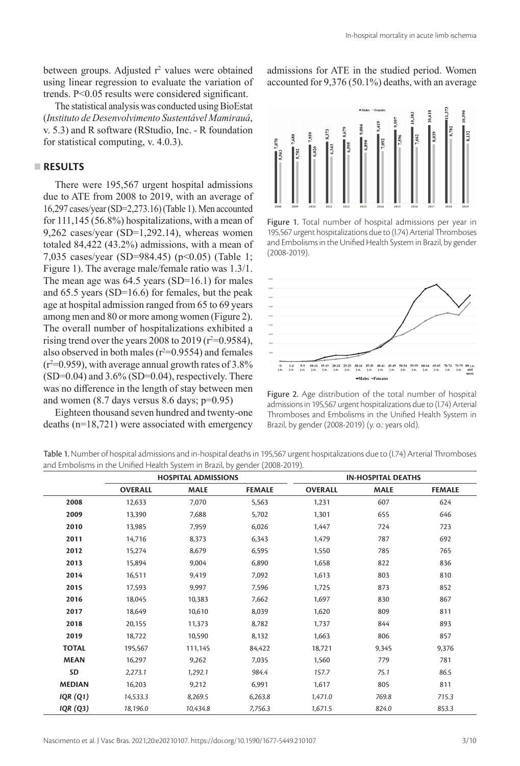between groups. Adjusted $r^2$ values were obtained using linear regression to evaluate the variation of trends. P<0.05 results were considered significant.

The statistical analysis was conducted using BioEstat (*Instituto de Desenvolvimento Sustentável Mamirauá*, v. 5.3) and R software (RStudio, Inc. - R foundation for statistical computing, v. 4.0.3).

## RESULTS

There were 195,567 urgent hospital admissions due to ATE from 2008 to 2019, with an average of 16,297 cases/year (SD=2,273.16) (Table 1). Men accounted for 111,145 (56.8%) hospitalizations, with a mean of 9,262 cases/year (SD=1,292.14), whereas women totaled 84,422 (43.2%) admissions, with a mean of 7,035 cases/year (SD=984.45) (p<0.05) (Table 1; Figure 1). The average male/female ratio was 1.3/1. The mean age was 64.5 years (SD=16.1) for males and 65.5 years (SD=16.6) for females, but the peak age at hospital admission ranged from 65 to 69 years among men and 80 or more among women (Figure 2). The overall number of hospitalizations exhibited a rising trend over the years 2008 to 2019 ($r^2$=0.9584), also observed in both males ($r^2$=0.9554) and females ($r^2$=0.959), with average annual growth rates of 3.8% (SD=0.04) and 3.6% (SD=0.04), respectively. There was no difference in the length of stay between men and women (8.7 days versus 8.6 days; p=0.95)

Eighteen thousand seven hundred and twenty-one deaths (n=18,721) were associated with emergency admissions for ATE in the studied period. Women accounted for 9,376 (50.1%) deaths, with an average

Figure 1. Total number of hospital admissions per year in 195,567 urgent hospitalizations due to (I.74) Arterial Thromboses and Embolisms in the Unified Health System in Brazil, by gender (2008-2019).

Figure 2. Age distribution of the total number of hospital admissions in 195,567 urgent hospitalizations due to (I.74) Arterial Thromboses and Embolisms in the Unified Health System in Brazil, by gender (2008-2019) (y. o.: years old).

Table 1. Number of hospital admissions and in-hospital deaths in 195,567 urgent hospitalizations due to (I.74) Arterial Thromboses and Embolisms in the Unified Health System in Brazil, by gender (2008-2019).

| | HOSPITAL ADMISSIONS | | | IN-HOSPITAL DEATHS | | |
|---|---|---|---|---|---|---|
| | OVERALL | MALE | FEMALE | OVERALL | MALE | FEMALE |
| **2008** | 12,633 | 7,070 | 5,563 | 1,231 | 607 | 624 |
| **2009** | 13,390 | 7,688 | 5,702 | 1,301 | 655 | 646 |
| **2010** | 13,985 | 7,959 | 6,026 | 1,447 | 724 | 723 |
| **2011** | 14,716 | 8,373 | 6,343 | 1,479 | 787 | 692 |
| **2012** | 15,274 | 8,679 | 6,595 | 1,550 | 785 | 765 |
| **2013** | 15,894 | 9,004 | 6,890 | 1,658 | 822 | 836 |
| **2014** | 16,511 | 9,419 | 7,092 | 1,613 | 803 | 810 |
| **2015** | 17,593 | 9,997 | 7,596 | 1,725 | 873 | 852 |
| **2016** | 18,045 | 10,383 | 7,662 | 1,697 | 830 | 867 |
| **2017** | 18,649 | 10,610 | 8,039 | 1,620 | 809 | 811 |
| **2018** | 20,155 | 11,373 | 8,782 | 1,737 | 844 | 893 |
| **2019** | 18,722 | 10,590 | 8,132 | 1,663 | 806 | 857 |
| **TOTAL** | 195,567 | 111,145 | 84,422 | 18,721 | 9,345 | 9,376 |
| **MEAN** | 16,297 | 9,262 | 7,035 | 1,560 | 779 | 781 |
| ***SD*** | *2,273.1* | *1,292.1* | *984.4* | *157.7* | *75.1* | *86.5* |
| **MEDIAN** | 16,203 | 9,212 | 6,991 | 1,617 | 805 | 811 |
| ***IQR (Q1)*** | *14,533.3* | *8,269.5* | *6,263.8* | *1,471.0* | *769.8* | *715.3* |
| ***IQR (Q3)*** | *18,196.0* | *10,434.8* | *7,756.3* | *1,671.5* | *824.0* | *853.3* |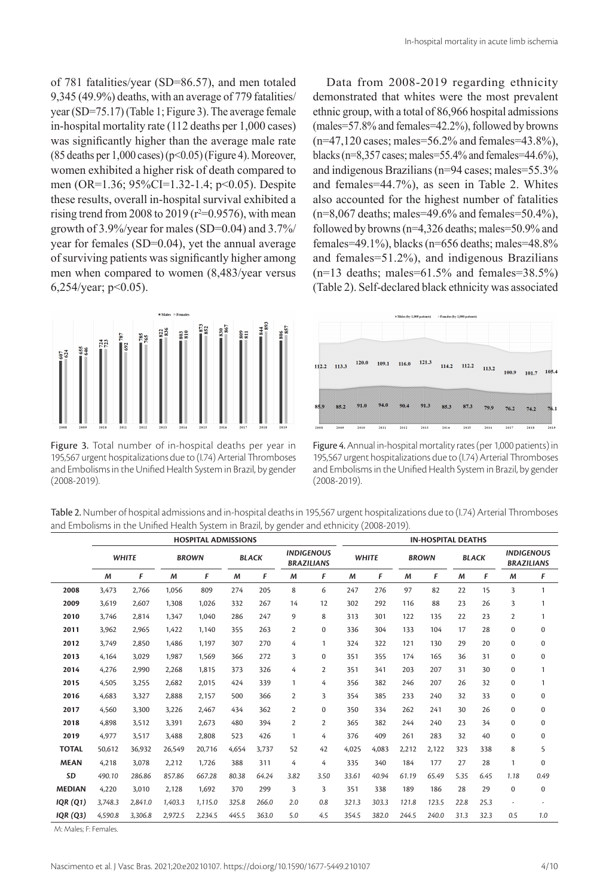of 781 fatalities/year (SD=86.57), and men totaled 9,345 (49.9%) deaths, with an average of 779 fatalities/year (SD=75.17) (Table 1; Figure 3). The average female in-hospital mortality rate (112 deaths per 1,000 cases) was significantly higher than the average male rate (85 deaths per 1,000 cases) ($p<0.05$) (Figure 4). Moreover, women exhibited a higher risk of death compared to men (OR=1.36; 95%CI=1.32-1.4; $p<0.05$). Despite these results, overall in-hospital survival exhibited a rising trend from 2008 to 2019 ($r^2=0.9576$), with mean growth of 3.9%/year for males (SD=0.04) and 3.7%/year for females (SD=0.04), yet the annual average of surviving patients was significantly higher among men when compared to women (8,483/year versus 6,254/year; $p<0.05$).

Data from 2008-2019 regarding ethnicity demonstrated that whites were the most prevalent ethnic group, with a total of 86,966 hospital admissions (males=57.8% and females=42.2%), followed by browns (n=47,120 cases; males=56.2% and females=43.8%), blacks (n=8,357 cases; males=55.4% and females=44.6%), and indigenous Brazilians (n=94 cases; males=55.3% and females=44.7%), as seen in Table 2. Whites also accounted for the highest number of fatalities (n=8,067 deaths; males=49.6% and females=50.4%), followed by browns (n=4,326 deaths; males=50.9% and females=49.1%), blacks (n=656 deaths; males=48.8% and females=51.2%), and indigenous Brazilians (n=13 deaths; males=61.5% and females=38.5%) (Table 2). Self-declared black ethnicity was associated

Figure 3. Total number of in-hospital deaths per year in 195,567 urgent hospitalizations due to (I.74) Arterial Thromboses and Embolisms in the Unified Health System in Brazil, by gender (2008-2019).

Figure 4. Annual in-hospital mortality rates (per 1,000 patients) in 195,567 urgent hospitalizations due to (I.74) Arterial Thromboses and Embolisms in the Unified Health System in Brazil, by gender (2008-2019).

Table 2. Number of hospital admissions and in-hospital deaths in 195,567 urgent hospitalizations due to (I.74) Arterial Thromboses and Embolisms in the Unified Health System in Brazil, by gender and ethnicity (2008-2019).

| | HOSPITAL ADMISSIONS | | | | | | | | IN-HOSPITAL DEATHS | | | | | | | |
|---|---|---|---|---|---|---|---|---|---|---|---|---|---|---|---|---|
| | *WHITE* | | *BROWN* | | *BLACK* | | *INDIGENOUS BRAZILIANS* | | *WHITE* | | *BROWN* | | *BLACK* | | *INDIGENOUS BRAZILIANS* | |
| | *M* | *F* | *M* | *F* | *M* | *F* | *M* | *F* | *M* | *F* | *M* | *F* | *M* | *F* | *M* | *F* |
| **2008** | 3,473 | 2,766 | 1,056 | 809 | 274 | 205 | 8 | 6 | 247 | 276 | 97 | 82 | 22 | 15 | 3 | 1 |
| **2009** | 3,619 | 2,607 | 1,308 | 1,026 | 332 | 267 | 14 | 12 | 302 | 292 | 116 | 88 | 23 | 26 | 3 | 1 |
| **2010** | 3,746 | 2,814 | 1,347 | 1,040 | 286 | 247 | 9 | 8 | 313 | 301 | 122 | 135 | 22 | 23 | 2 | 1 |
| **2011** | 3,962 | 2,965 | 1,422 | 1,140 | 355 | 263 | 2 | 0 | 336 | 304 | 133 | 104 | 17 | 28 | 0 | 0 |
| **2012** | 3,749 | 2,850 | 1,486 | 1,197 | 307 | 270 | 4 | 1 | 324 | 322 | 121 | 130 | 29 | 20 | 0 | 0 |
| **2013** | 4,164 | 3,029 | 1,987 | 1,569 | 366 | 272 | 3 | 0 | 351 | 355 | 174 | 165 | 36 | 31 | 0 | 0 |
| **2014** | 4,276 | 2,990 | 2,268 | 1,815 | 373 | 326 | 4 | 2 | 351 | 341 | 203 | 207 | 31 | 30 | 0 | 1 |
| **2015** | 4,505 | 3,255 | 2,682 | 2,015 | 424 | 339 | 1 | 4 | 356 | 382 | 246 | 207 | 26 | 32 | 0 | 1 |
| **2016** | 4,683 | 3,327 | 2,888 | 2,157 | 500 | 366 | 2 | 3 | 354 | 385 | 233 | 240 | 32 | 33 | 0 | 0 |
| **2017** | 4,560 | 3,300 | 3,226 | 2,467 | 434 | 362 | 2 | 0 | 350 | 334 | 262 | 241 | 30 | 26 | 0 | 0 |
| **2018** | 4,898 | 3,512 | 3,391 | 2,673 | 480 | 394 | 2 | 2 | 365 | 382 | 244 | 240 | 23 | 34 | 0 | 0 |
| **2019** | 4,977 | 3,517 | 3,488 | 2,808 | 523 | 426 | 1 | 4 | 376 | 409 | 261 | 283 | 32 | 40 | 0 | 0 |
| **TOTAL** | 50,612 | 36,932 | 26,549 | 20,716 | 4,654 | 3,737 | 52 | 42 | 4,025 | 4,083 | 2,212 | 2,122 | 323 | 338 | 8 | 5 |
| **MEAN** | 4,218 | 3,078 | 2,212 | 1,726 | 388 | 311 | 4 | 4 | 335 | 340 | 184 | 177 | 27 | 28 | 1 | 0 |
| ***SD*** | *490.10* | *286.86* | *857.86* | *667.28* | *80.38* | *64.24* | *3.82* | *3.50* | *33.61* | *40.94* | *61.19* | *65.49* | *5.35* | *6.45* | *1.18* | *0.49* |
| **MEDIAN** | 4,220 | 3,010 | 2,128 | 1,692 | 370 | 299 | 3 | 3 | 351 | 338 | 189 | 186 | 28 | 29 | 0 | 0 |
| ***IQR (Q1)*** | *3,748.3* | *2,841.0* | *1,403.3* | *1,115.0* | *325.8* | *266.0* | *2.0* | *0.8* | *321.3* | *303.3* | *121.8* | *123.5* | *22.8* | *25.3* | - | - |
| ***IQR (Q3)*** | *4,590.8* | *3,306.8* | *2,972.5* | *2,234.5* | *445.5* | *363.0* | *5.0* | *4.5* | *354.5* | *382.0* | *244.5* | *240.0* | *31.3* | *32.3* | *0.5* | *1.0* |

M: Males; F: Females.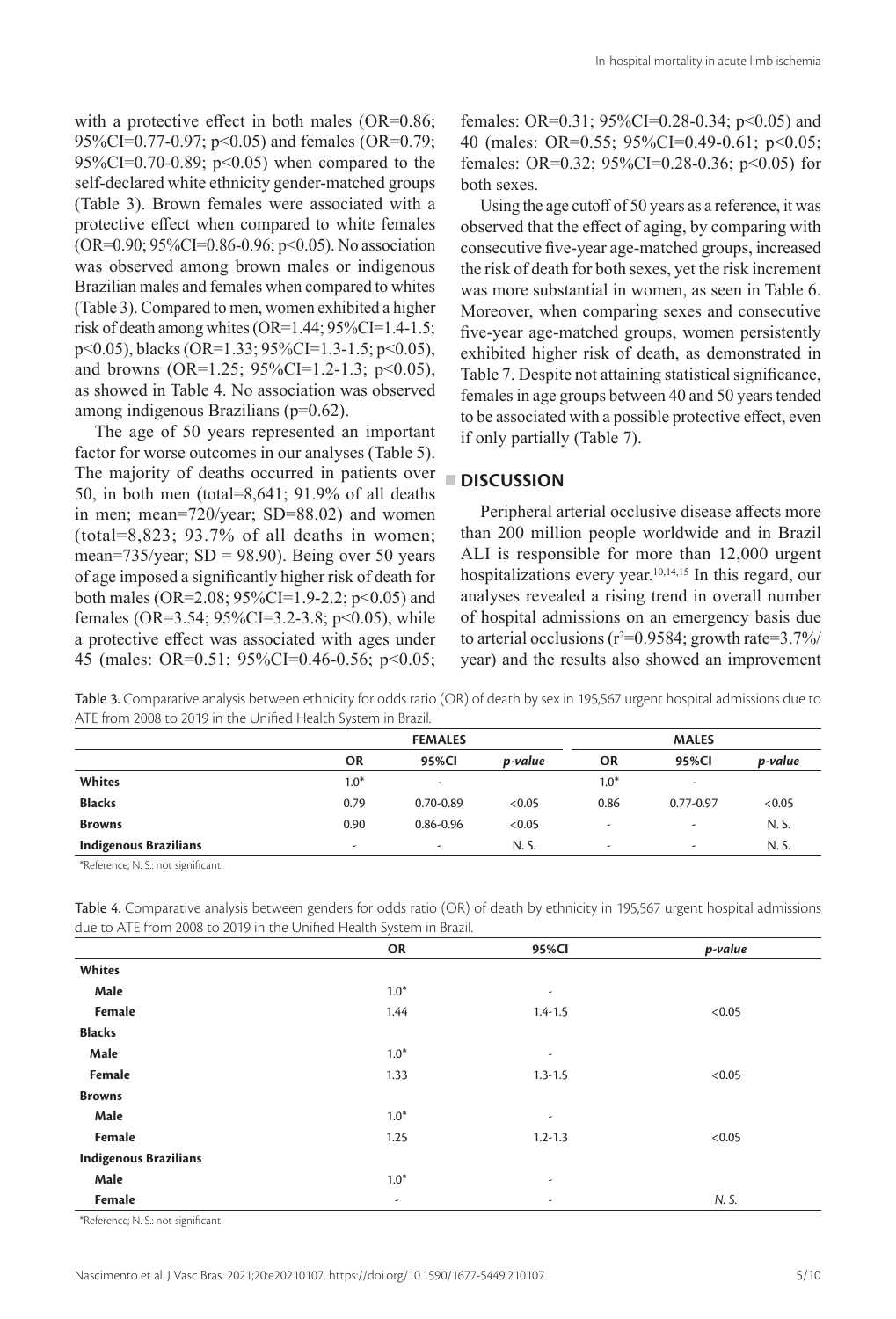with a protective effect in both males (OR=0.86; 95%CI=0.77-0.97; $p<0.05$) and females (OR=0.79; 95%CI=0.70-0.89; $p<0.05$) when compared to the self-declared white ethnicity gender-matched groups (Table 3). Brown females were associated with a protective effect when compared to white females (OR=0.90; 95%CI=0.86-0.96; $p<0.05$). No association was observed among brown males or indigenous Brazilian males and females when compared to whites (Table 3). Compared to men, women exhibited a higher risk of death among whites (OR=1.44; 95%CI=1.4-1.5; $p<0.05$), blacks (OR=1.33; 95%CI=1.3-1.5; $p<0.05$), and browns (OR=1.25; 95%CI=1.2-1.3; $p<0.05$), as showed in Table 4. No association was observed among indigenous Brazilians ($p=0.62$).

The age of 50 years represented an important factor for worse outcomes in our analyses (Table 5). The majority of deaths occurred in patients over 50, in both men (total=8,641; 91.9% of all deaths in men; mean=720/year; SD=88.02) and women (total=8,823; 93.7% of all deaths in women; mean=735/year; SD = 98.90). Being over 50 years of age imposed a significantly higher risk of death for both males (OR=2.08; 95%CI=1.9-2.2; $p<0.05$) and females (OR=3.54; 95%CI=3.2-3.8; $p<0.05$), while a protective effect was associated with ages under 45 (males: OR=0.51; 95%CI=0.46-0.56; $p<0.05$; females: OR=0.31; 95%CI=0.28-0.34; $p<0.05$) and 40 (males: OR=0.55; 95%CI=0.49-0.61; $p<0.05$; females: OR=0.32; 95%CI=0.28-0.36; $p<0.05$) for both sexes.

Using the age cutoff of 50 years as a reference, it was observed that the effect of aging, by comparing with consecutive five-year age-matched groups, increased the risk of death for both sexes, yet the risk increment was more substantial in women, as seen in Table 6. Moreover, when comparing sexes and consecutive five-year age-matched groups, women persistently exhibited higher risk of death, as demonstrated in Table 7. Despite not attaining statistical significance, females in age groups between 40 and 50 years tended to be associated with a possible protective effect, even if only partially (Table 7).

## DISCUSSION

Peripheral arterial occlusive disease affects more than 200 million people worldwide and in Brazil ALI is responsible for more than 12,000 urgent hospitalizations every year.[10,14,15] In this regard, our analyses revealed a rising trend in overall number of hospital admissions on an emergency basis due to arterial occlusions ($r^2=0.9584$; growth rate=3.7%/year) and the results also showed an improvement

Table 3. Comparative analysis between ethnicity for odds ratio (OR) of death by sex in 195,567 urgent hospital admissions due to ATE from 2008 to 2019 in the Unified Health System in Brazil.

| | FEMALES | | | MALES | | |
|---|---|---|---|---|---|---|
| | OR | 95%CI | *p-value* | OR | 95%CI | *p-value* |
| **Whites** | 1.0* | - | | 1.0* | - | |
| **Blacks** | 0.79 | 0.70-0.89 | <0.05 | 0.86 | 0.77-0.97 | <0.05 |
| **Browns** | 0.90 | 0.86-0.96 | <0.05 | - | - | N. S. |
| **Indigenous Brazilians** | - | - | N. S. | - | - | N. S. |

*Reference; N. S.: not significant.

Table 4. Comparative analysis between genders for odds ratio (OR) of death by ethnicity in 195,567 urgent hospital admissions due to ATE from 2008 to 2019 in the Unified Health System in Brazil.

| | OR | 95%CI | *p-value* |
|---|---|---|---|
| **Whites** | | | |
| **Male** | 1.0* | - | |
| **Female** | 1.44 | 1.4-1.5 | <0.05 |
| **Blacks** | | | |
| **Male** | 1.0* | - | |
| **Female** | 1.33 | 1.3-1.5 | <0.05 |
| **Browns** | | | |
| **Male** | 1.0* | - | |
| **Female** | 1.25 | 1.2-1.3 | <0.05 |
| **Indigenous Brazilians** | | | |
| **Male** | 1.0* | - | |
| **Female** | - | - | *N. S.* |

*Reference; N. S.: not significant.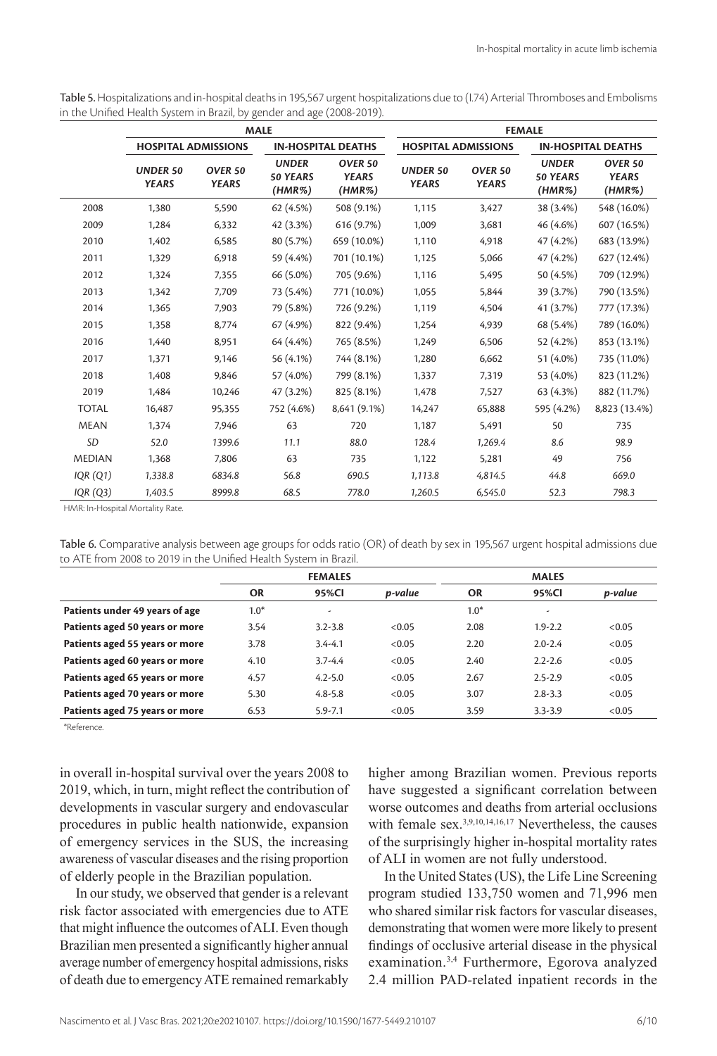Table 5. Hospitalizations and in-hospital deaths in 195,567 urgent hospitalizations due to (I.74) Arterial Thromboses and Embolisms in the Unified Health System in Brazil, by gender and age (2008-2019).

| | MALE | | | | FEMALE | | | |
|---|---|---|---|---|---|---|---|---|
| | HOSPITAL ADMISSIONS | | IN-HOSPITAL DEATHS | | HOSPITAL ADMISSIONS | | IN-HOSPITAL DEATHS | |
| | *UNDER 50 YEARS* | *OVER 50 YEARS* | *UNDER 50 YEARS (HMR%)* | *OVER 50 YEARS (HMR%)* | *UNDER 50 YEARS* | *OVER 50 YEARS* | *UNDER 50 YEARS (HMR%)* | *OVER 50 YEARS (HMR%)* |
| 2008 | 1,380 | 5,590 | 62 (4.5%) | 508 (9.1%) | 1,115 | 3,427 | 38 (3.4%) | 548 (16.0%) |
| 2009 | 1,284 | 6,332 | 42 (3.3%) | 616 (9.7%) | 1,009 | 3,681 | 46 (4.6%) | 607 (16.5%) |
| 2010 | 1,402 | 6,585 | 80 (5.7%) | 659 (10.0%) | 1,110 | 4,918 | 47 (4.2%) | 683 (13.9%) |
| 2011 | 1,329 | 6,918 | 59 (4.4%) | 701 (10.1%) | 1,125 | 5,066 | 47 (4.2%) | 627 (12.4%) |
| 2012 | 1,324 | 7,355 | 66 (5.0%) | 705 (9.6%) | 1,116 | 5,495 | 50 (4.5%) | 709 (12.9%) |
| 2013 | 1,342 | 7,709 | 73 (5.4%) | 771 (10.0%) | 1,055 | 5,844 | 39 (3.7%) | 790 (13.5%) |
| 2014 | 1,365 | 7,903 | 79 (5.8%) | 726 (9.2%) | 1,119 | 4,504 | 41 (3.7%) | 777 (17.3%) |
| 2015 | 1,358 | 8,774 | 67 (4.9%) | 822 (9.4%) | 1,254 | 4,939 | 68 (5.4%) | 789 (16.0%) |
| 2016 | 1,440 | 8,951 | 64 (4.4%) | 765 (8.5%) | 1,249 | 6,506 | 52 (4.2%) | 853 (13.1%) |
| 2017 | 1,371 | 9,146 | 56 (4.1%) | 744 (8.1%) | 1,280 | 6,662 | 51 (4.0%) | 735 (11.0%) |
| 2018 | 1,408 | 9,846 | 57 (4.0%) | 799 (8.1%) | 1,337 | 7,319 | 53 (4.0%) | 823 (11.2%) |
| 2019 | 1,484 | 10,246 | 47 (3.2%) | 825 (8.1%) | 1,478 | 7,527 | 63 (4.3%) | 882 (11.7%) |
| TOTAL | 16,487 | 95,355 | 752 (4.6%) | 8,641 (9.1%) | 14,247 | 65,888 | 595 (4.2%) | 8,823 (13.4%) |
| MEAN | 1,374 | 7,946 | 63 | 720 | 1,187 | 5,491 | 50 | 735 |
| *SD* | *52.0* | *1399.6* | *11.1* | *88.0* | *128.4* | *1,269.4* | *8.6* | *98.9* |
| MEDIAN | 1,368 | 7,806 | 63 | 735 | 1,122 | 5,281 | 49 | 756 |
| *IQR (Q1)* | *1,338.8* | *6834.8* | *56.8* | *690.5* | *1,113.8* | *4,814.5* | *44.8* | *669.0* |
| *IQR (Q3)* | *1,403.5* | *8999.8* | *68.5* | *778.0* | *1,260.5* | *6,545.0* | *52.3* | *798.3* |

HMR: In-Hospital Mortality Rate.

Table 6. Comparative analysis between age groups for odds ratio (OR) of death by sex in 195,567 urgent hospital admissions due to ATE from 2008 to 2019 in the Unified Health System in Brazil.

| | FEMALES | | | MALES | | |
|---|---|---|---|---|---|---|
| | OR | 95%CI | *p-value* | OR | 95%CI | *p-value* |
| **Patients under 49 years of age** | 1.0* | - | | 1.0* | - | |
| **Patients aged 50 years or more** | 3.54 | 3.2-3.8 | <0.05 | 2.08 | 1.9-2.2 | <0.05 |
| **Patients aged 55 years or more** | 3.78 | 3.4-4.1 | <0.05 | 2.20 | 2.0-2.4 | <0.05 |
| **Patients aged 60 years or more** | 4.10 | 3.7-4.4 | <0.05 | 2.40 | 2.2-2.6 | <0.05 |
| **Patients aged 65 years or more** | 4.57 | 4.2-5.0 | <0.05 | 2.67 | 2.5-2.9 | <0.05 |
| **Patients aged 70 years or more** | 5.30 | 4.8-5.8 | <0.05 | 3.07 | 2.8-3.3 | <0.05 |
| **Patients aged 75 years or more** | 6.53 | 5.9-7.1 | <0.05 | 3.59 | 3.3-3.9 | <0.05 |

*Reference.

in overall in-hospital survival over the years 2008 to 2019, which, in turn, might reflect the contribution of developments in vascular surgery and endovascular procedures in public health nationwide, expansion of emergency services in the SUS, the increasing awareness of vascular diseases and the rising proportion of elderly people in the Brazilian population.

In our study, we observed that gender is a relevant risk factor associated with emergencies due to ATE that might influence the outcomes of ALI. Even though Brazilian men presented a significantly higher annual average number of emergency hospital admissions, risks of death due to emergency ATE remained remarkably higher among Brazilian women. Previous reports have suggested a significant correlation between worse outcomes and deaths from arterial occlusions with female sex.[3,9,10,14,16,17] Nevertheless, the causes of the surprisingly higher in-hospital mortality rates of ALI in women are not fully understood.

In the United States (US), the Life Line Screening program studied 133,750 women and 71,996 men who shared similar risk factors for vascular diseases, demonstrating that women were more likely to present findings of occlusive arterial disease in the physical examination.[3,4] Furthermore, Egorova analyzed 2.4 million PAD-related inpatient records in the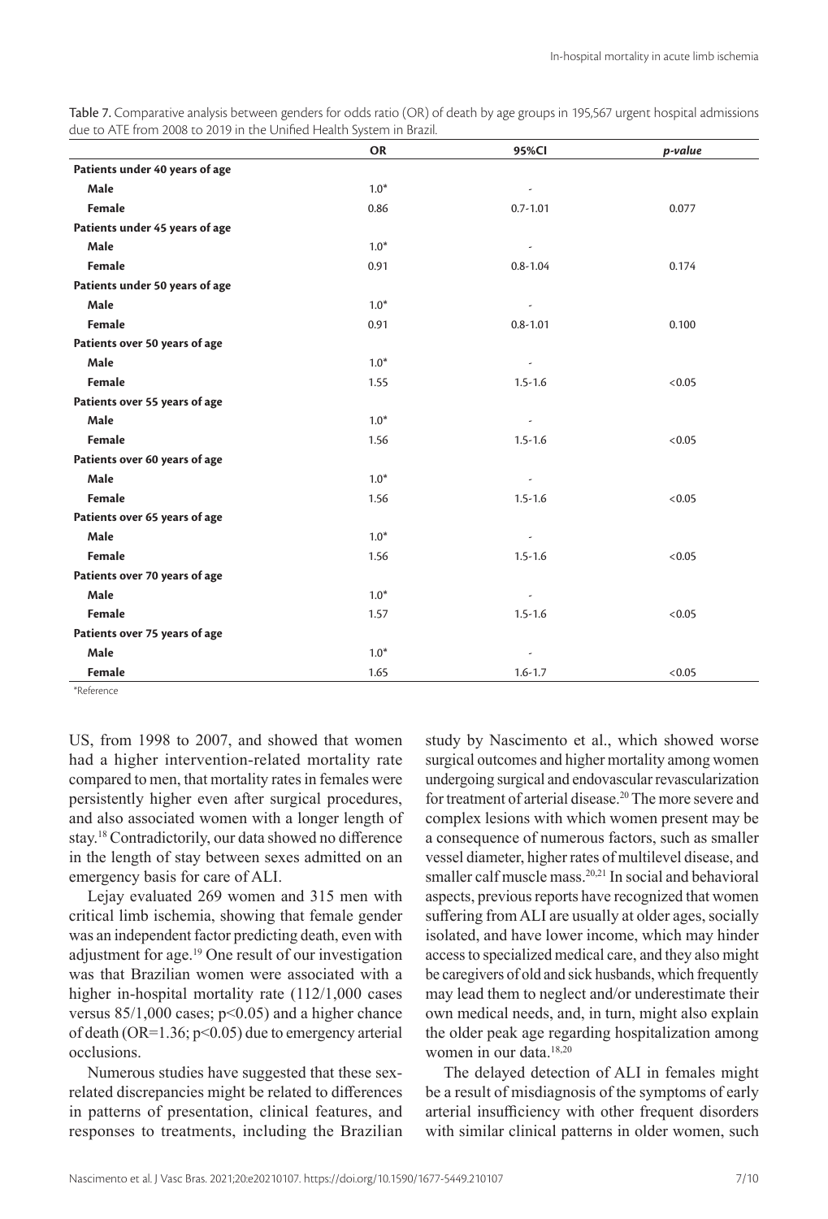Table 7. Comparative analysis between genders for odds ratio (OR) of death by age groups in 195,567 urgent hospital admissions due to ATE from 2008 to 2019 in the Unified Health System in Brazil.

| | OR | 95%CI | *p-value* |
|---|---|---|---|
| **Patients under 40 years of age** | | | |
| **Male** | 1.0* | - | |
| **Female** | 0.86 | 0.7-1.01 | 0.077 |
| **Patients under 45 years of age** | | | |
| **Male** | 1.0* | - | |
| **Female** | 0.91 | 0.8-1.04 | 0.174 |
| **Patients under 50 years of age** | | | |
| **Male** | 1.0* | - | |
| **Female** | 0.91 | 0.8-1.01 | 0.100 |
| **Patients over 50 years of age** | | | |
| **Male** | 1.0* | - | |
| **Female** | 1.55 | 1.5-1.6 | <0.05 |
| **Patients over 55 years of age** | | | |
| **Male** | 1.0* | - | |
| **Female** | 1.56 | 1.5-1.6 | <0.05 |
| **Patients over 60 years of age** | | | |
| **Male** | 1.0* | - | |
| **Female** | 1.56 | 1.5-1.6 | <0.05 |
| **Patients over 65 years of age** | | | |
| **Male** | 1.0* | - | |
| **Female** | 1.56 | 1.5-1.6 | <0.05 |
| **Patients over 70 years of age** | | | |
| **Male** | 1.0* | - | |
| **Female** | 1.57 | 1.5-1.6 | <0.05 |
| **Patients over 75 years of age** | | | |
| **Male** | 1.0* | - | |
| **Female** | 1.65 | 1.6-1.7 | <0.05 |

*Reference

US, from 1998 to 2007, and showed that women had a higher intervention-related mortality rate compared to men, that mortality rates in females were persistently higher even after surgical procedures, and also associated women with a longer length of stay.[18] Contradictorily, our data showed no difference in the length of stay between sexes admitted on an emergency basis for care of ALI.

Lejay evaluated 269 women and 315 men with critical limb ischemia, showing that female gender was an independent factor predicting death, even with adjustment for age.[19] One result of our investigation was that Brazilian women were associated with a higher in-hospital mortality rate (112/1,000 cases versus 85/1,000 cases; $p<0.05$) and a higher chance of death (OR=1.36; $p<0.05$) due to emergency arterial occlusions.

Numerous studies have suggested that these sex-related discrepancies might be related to differences in patterns of presentation, clinical features, and responses to treatments, including the Brazilian study by Nascimento et al., which showed worse surgical outcomes and higher mortality among women undergoing surgical and endovascular revascularization for treatment of arterial disease.[20] The more severe and complex lesions with which women present may be a consequence of numerous factors, such as smaller vessel diameter, higher rates of multilevel disease, and smaller calf muscle mass.[20,21] In social and behavioral aspects, previous reports have recognized that women suffering from ALI are usually at older ages, socially isolated, and have lower income, which may hinder access to specialized medical care, and they also might be caregivers of old and sick husbands, which frequently may lead them to neglect and/or underestimate their own medical needs, and, in turn, might also explain the older peak age regarding hospitalization among women in our data.[18,20]

The delayed detection of ALI in females might be a result of misdiagnosis of the symptoms of early arterial insufficiency with other frequent disorders with similar clinical patterns in older women, such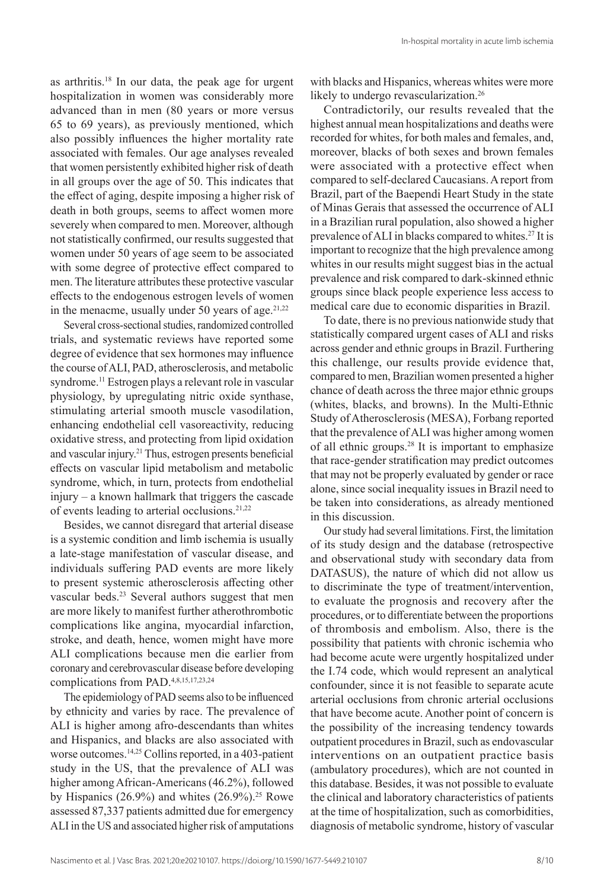as arthritis.[18] In our data, the peak age for urgent hospitalization in women was considerably more advanced than in men (80 years or more versus 65 to 69 years), as previously mentioned, which also possibly influences the higher mortality rate associated with females. Our age analyses revealed that women persistently exhibited higher risk of death in all groups over the age of 50. This indicates that the effect of aging, despite imposing a higher risk of death in both groups, seems to affect women more severely when compared to men. Moreover, although not statistically confirmed, our results suggested that women under 50 years of age seem to be associated with some degree of protective effect compared to men. The literature attributes these protective vascular effects to the endogenous estrogen levels of women in the menacme, usually under 50 years of age.[21,22]

Several cross-sectional studies, randomized controlled trials, and systematic reviews have reported some degree of evidence that sex hormones may influence the course of ALI, PAD, atherosclerosis, and metabolic syndrome.[11] Estrogen plays a relevant role in vascular physiology, by upregulating nitric oxide synthase, stimulating arterial smooth muscle vasodilation, enhancing endothelial cell vasoreactivity, reducing oxidative stress, and protecting from lipid oxidation and vascular injury.[21] Thus, estrogen presents beneficial effects on vascular lipid metabolism and metabolic syndrome, which, in turn, protects from endothelial injury – a known hallmark that triggers the cascade of events leading to arterial occlusions.[21,22]

Besides, we cannot disregard that arterial disease is a systemic condition and limb ischemia is usually a late-stage manifestation of vascular disease, and individuals suffering PAD events are more likely to present systemic atherosclerosis affecting other vascular beds.[23] Several authors suggest that men are more likely to manifest further atherothrombotic complications like angina, myocardial infarction, stroke, and death, hence, women might have more ALI complications because men die earlier from coronary and cerebrovascular disease before developing complications from PAD.[4,8,15,17,23,24]

The epidemiology of PAD seems also to be influenced by ethnicity and varies by race. The prevalence of ALI is higher among afro-descendants than whites and Hispanics, and blacks are also associated with worse outcomes.[14,25] Collins reported, in a 403-patient study in the US, that the prevalence of ALI was higher among African-Americans (46.2%), followed by Hispanics (26.9%) and whites (26.9%).[25] Rowe assessed 87,337 patients admitted due for emergency ALI in the US and associated higher risk of amputations with blacks and Hispanics, whereas whites were more likely to undergo revascularization.[26]

Contradictorily, our results revealed that the highest annual mean hospitalizations and deaths were recorded for whites, for both males and females, and, moreover, blacks of both sexes and brown females were associated with a protective effect when compared to self-declared Caucasians. A report from Brazil, part of the Baependi Heart Study in the state of Minas Gerais that assessed the occurrence of ALI in a Brazilian rural population, also showed a higher prevalence of ALI in blacks compared to whites.[27] It is important to recognize that the high prevalence among whites in our results might suggest bias in the actual prevalence and risk compared to dark-skinned ethnic groups since black people experience less access to medical care due to economic disparities in Brazil.

To date, there is no previous nationwide study that statistically compared urgent cases of ALI and risks across gender and ethnic groups in Brazil. Furthering this challenge, our results provide evidence that, compared to men, Brazilian women presented a higher chance of death across the three major ethnic groups (whites, blacks, and browns). In the Multi-Ethnic Study of Atherosclerosis (MESA), Forbang reported that the prevalence of ALI was higher among women of all ethnic groups.[28] It is important to emphasize that race-gender stratification may predict outcomes that may not be properly evaluated by gender or race alone, since social inequality issues in Brazil need to be taken into considerations, as already mentioned in this discussion.

Our study had several limitations. First, the limitation of its study design and the database (retrospective and observational study with secondary data from DATASUS), the nature of which did not allow us to discriminate the type of treatment/intervention, to evaluate the prognosis and recovery after the procedures, or to differentiate between the proportions of thrombosis and embolism. Also, there is the possibility that patients with chronic ischemia who had become acute were urgently hospitalized under the I.74 code, which would represent an analytical confounder, since it is not feasible to separate acute arterial occlusions from chronic arterial occlusions that have become acute. Another point of concern is the possibility of the increasing tendency towards outpatient procedures in Brazil, such as endovascular interventions on an outpatient practice basis (ambulatory procedures), which are not counted in this database. Besides, it was not possible to evaluate the clinical and laboratory characteristics of patients at the time of hospitalization, such as comorbidities, diagnosis of metabolic syndrome, history of vascular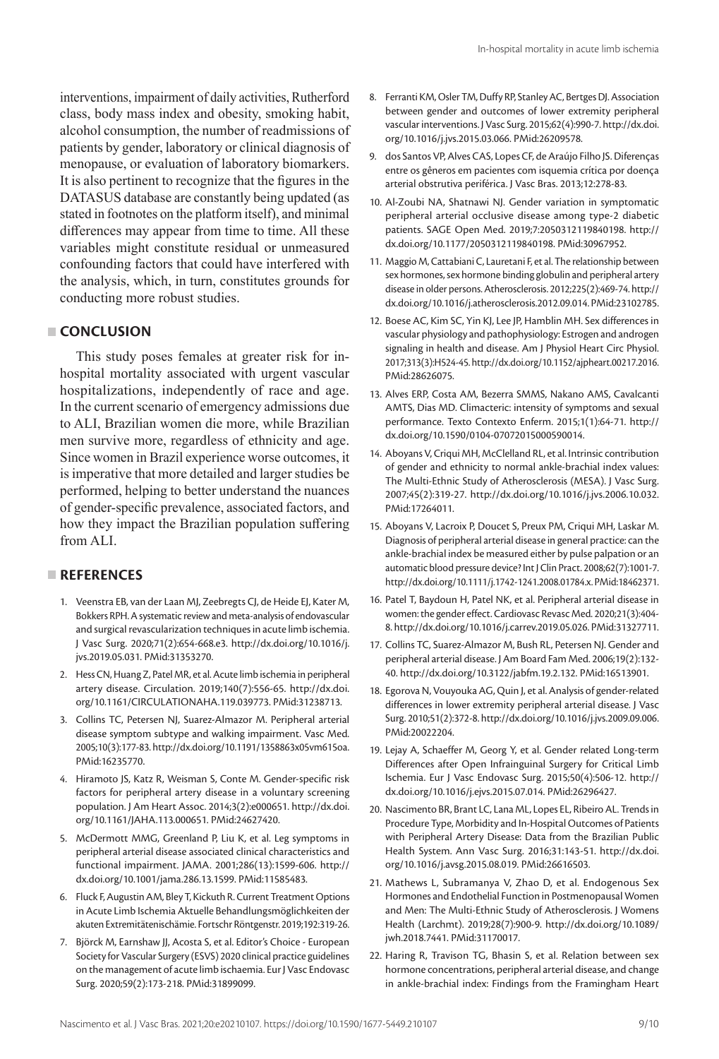interventions, impairment of daily activities, Rutherford class, body mass index and obesity, smoking habit, alcohol consumption, the number of readmissions of patients by gender, laboratory or clinical diagnosis of menopause, or evaluation of laboratory biomarkers. It is also pertinent to recognize that the figures in the DATASUS database are constantly being updated (as stated in footnotes on the platform itself), and minimal differences may appear from time to time. All these variables might constitute residual or unmeasured confounding factors that could have interfered with the analysis, which, in turn, constitutes grounds for conducting more robust studies.

## CONCLUSION

This study poses females at greater risk for in-hospital mortality associated with urgent vascular hospitalizations, independently of race and age. In the current scenario of emergency admissions due to ALI, Brazilian women die more, while Brazilian men survive more, regardless of ethnicity and age. Since women in Brazil experience worse outcomes, it is imperative that more detailed and larger studies be performed, helping to better understand the nuances of gender-specific prevalence, associated factors, and how they impact the Brazilian population suffering from ALI.

## REFERENCES

1. Veenstra EB, van der Laan MJ, Zeebregts CJ, de Heide EJ, Kater M, Bokkers RPH. A systematic review and meta-analysis of endovascular and surgical revascularization techniques in acute limb ischemia. J Vasc Surg. 2020;71(2):654-668.e3. http://dx.doi.org/10.1016/j.jvs.2019.05.031. PMid:31353270.
2. Hess CN, Huang Z, Patel MR, et al. Acute limb ischemia in peripheral artery disease. Circulation. 2019;140(7):556-65. http://dx.doi.org/10.1161/CIRCULATIONAHA.119.039773. PMid:31238713.
3. Collins TC, Petersen NJ, Suarez-Almazor M. Peripheral arterial disease symptom subtype and walking impairment. Vasc Med. 2005;10(3):177-83. http://dx.doi.org/10.1191/1358863x05vm615oa. PMid:16235770.
4. Hiramoto JS, Katz R, Weisman S, Conte M. Gender-specific risk factors for peripheral artery disease in a voluntary screening population. J Am Heart Assoc. 2014;3(2):e000651. http://dx.doi.org/10.1161/JAHA.113.000651. PMid:24627420.
5. McDermott MMG, Greenland P, Liu K, et al. Leg symptoms in peripheral arterial disease associated clinical characteristics and functional impairment. JAMA. 2001;286(13):1599-606. http://dx.doi.org/10.1001/jama.286.13.1599. PMid:11585483.
6. Fluck F, Augustin AM, Bley T, Kickuth R. Current Treatment Options in Acute Limb Ischemia Aktuelle Behandlungsmöglichkeiten der akuten Extremitätenischämie. Fortschr Röntgenstr. 2019;192:319-26.
7. Björck M, Earnshaw JJ, Acosta S, et al. Editor's Choice - European Society for Vascular Surgery (ESVS) 2020 clinical practice guidelines on the management of acute limb ischaemia. Eur J Vasc Endovasc Surg. 2020;59(2):173-218. PMid:31899099.
8. Ferranti KM, Osler TM, Duffy RP, Stanley AC, Bertges DJ. Association between gender and outcomes of lower extremity peripheral vascular interventions. J Vasc Surg. 2015;62(4):990-7. http://dx.doi.org/10.1016/j.jvs.2015.03.066. PMid:26209578.
9. dos Santos VP, Alves CAS, Lopes CF, de Araújo Filho JS. Diferenças entre os gêneros em pacientes com isquemia crítica por doença arterial obstrutiva periférica. J Vasc Bras. 2013;12:278-83.
10. Al-Zoubi NA, Shatnawi NJ. Gender variation in symptomatic peripheral arterial occlusive disease among type-2 diabetic patients. SAGE Open Med. 2019;7:2050312119840198. http://dx.doi.org/10.1177/2050312119840198. PMid:30967952.
11. Maggio M, Cattabiani C, Lauretani F, et al. The relationship between sex hormones, sex hormone binding globulin and peripheral artery disease in older persons. Atherosclerosis. 2012;225(2):469-74. http://dx.doi.org/10.1016/j.atherosclerosis.2012.09.014. PMid:23102785.
12. Boese AC, Kim SC, Yin KJ, Lee JP, Hamblin MH. Sex differences in vascular physiology and pathophysiology: Estrogen and androgen signaling in health and disease. Am J Physiol Heart Circ Physiol. 2017;313(3):H524-45. http://dx.doi.org/10.1152/ajpheart.00217.2016. PMid:28626075.
13. Alves ERP, Costa AM, Bezerra SMMS, Nakano AMS, Cavalcanti AMTS, Dias MD. Climacteric: intensity of symptoms and sexual performance. Texto Contexto Enferm. 2015;1(1):64-71. http://dx.doi.org/10.1590/0104-07072015000590014.
14. Aboyans V, Criqui MH, McClelland RL, et al. Intrinsic contribution of gender and ethnicity to normal ankle-brachial index values: The Multi-Ethnic Study of Atherosclerosis (MESA). J Vasc Surg. 2007;45(2):319-27. http://dx.doi.org/10.1016/j.jvs.2006.10.032. PMid:17264011.
15. Aboyans V, Lacroix P, Doucet S, Preux PM, Criqui MH, Laskar M. Diagnosis of peripheral arterial disease in general practice: can the ankle-brachial index be measured either by pulse palpation or an automatic blood pressure device? Int J Clin Pract. 2008;62(7):1001-7. http://dx.doi.org/10.1111/j.1742-1241.2008.01784.x. PMid:18462371.
16. Patel T, Baydoun H, Patel NK, et al. Peripheral arterial disease in women: the gender effect. Cardiovasc Revasc Med. 2020;21(3):404-8. http://dx.doi.org/10.1016/j.carrev.2019.05.026. PMid:31327711.
17. Collins TC, Suarez-Almazor M, Bush RL, Petersen NJ. Gender and peripheral arterial disease. J Am Board Fam Med. 2006;19(2):132-40. http://dx.doi.org/10.3122/jabfm.19.2.132. PMid:16513901.
18. Egorova N, Vouyouka AG, Quin J, et al. Analysis of gender-related differences in lower extremity peripheral arterial disease. J Vasc Surg. 2010;51(2):372-8. http://dx.doi.org/10.1016/j.jvs.2009.09.006. PMid:20022204.
19. Lejay A, Schaeffer M, Georg Y, et al. Gender related Long-term Differences after Open Infrainguinal Surgery for Critical Limb Ischemia. Eur J Vasc Endovasc Surg. 2015;50(4):506-12. http://dx.doi.org/10.1016/j.ejvs.2015.07.014. PMid:26296427.
20. Nascimento BR, Brant LC, Lana ML, Lopes EL, Ribeiro AL. Trends in Procedure Type, Morbidity and In-Hospital Outcomes of Patients with Peripheral Artery Disease: Data from the Brazilian Public Health System. Ann Vasc Surg. 2016;31:143-51. http://dx.doi.org/10.1016/j.avsg.2015.08.019. PMid:26616503.
21. Mathews L, Subramanya V, Zhao D, et al. Endogenous Sex Hormones and Endothelial Function in Postmenopausal Women and Men: The Multi-Ethnic Study of Atherosclerosis. J Womens Health (Larchmt). 2019;28(7):900-9. http://dx.doi.org/10.1089/jwh.2018.7441. PMid:31170017.
22. Haring R, Travison TG, Bhasin S, et al. Relation between sex hormone concentrations, peripheral arterial disease, and change in ankle-brachial index: Findings from the Framingham Heart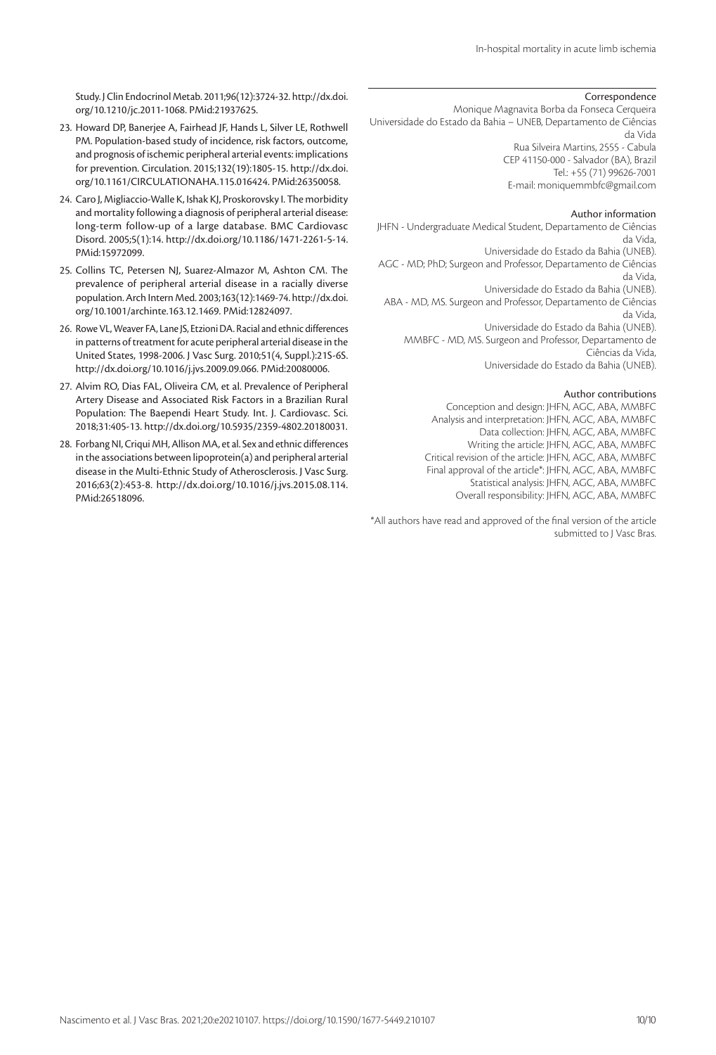Study. J Clin Endocrinol Metab. 2011;96(12):3724-32. http://dx.doi.org/10.1210/jc.2011-1068. PMid:21937625.

23. Howard DP, Banerjee A, Fairhead JF, Hands L, Silver LE, Rothwell PM. Population-based study of incidence, risk factors, outcome, and prognosis of ischemic peripheral arterial events: implications for prevention. Circulation. 2015;132(19):1805-15. http://dx.doi.org/10.1161/CIRCULATIONAHA.115.016424. PMid:26350058.
24. Caro J, Migliaccio-Walle K, Ishak KJ, Proskorovsky I. The morbidity and mortality following a diagnosis of peripheral arterial disease: long-term follow-up of a large database. BMC Cardiovasc Disord. 2005;5(1):14. http://dx.doi.org/10.1186/1471-2261-5-14. PMid:15972099.
25. Collins TC, Petersen NJ, Suarez-Almazor M, Ashton CM. The prevalence of peripheral arterial disease in a racially diverse population. Arch Intern Med. 2003;163(12):1469-74. http://dx.doi.org/10.1001/archinte.163.12.1469. PMid:12824097.
26. Rowe VL, Weaver FA, Lane JS, Etzioni DA. Racial and ethnic differences in patterns of treatment for acute peripheral arterial disease in the United States, 1998-2006. J Vasc Surg. 2010;51(4, Suppl.):21S-6S. http://dx.doi.org/10.1016/j.jvs.2009.09.066. PMid:20080006.
27. Alvim RO, Dias FAL, Oliveira CM, et al. Prevalence of Peripheral Artery Disease and Associated Risk Factors in a Brazilian Rural Population: The Baependi Heart Study. Int. J. Cardiovasc. Sci. 2018;31:405-13. http://dx.doi.org/10.5935/2359-4802.20180031.
28. Forbang NI, Criqui MH, Allison MA, et al. Sex and ethnic differences in the associations between lipoprotein(a) and peripheral arterial disease in the Multi-Ethnic Study of Atherosclerosis. J Vasc Surg. 2016;63(2):453-8. http://dx.doi.org/10.1016/j.jvs.2015.08.114. PMid:26518096.

**Correspondence**

Monique Magnavita Borba da Fonseca Cerqueira
Universidade do Estado da Bahia – UNEB, Departamento de Ciências da Vida
Rua Silveira Martins, 2555 - Cabula
CEP 41150-000 - Salvador (BA), Brazil
Tel.: +55 (71) 99626-7001
E-mail: moniquemmbfc@gmail.com

**Author information**

JHFN - Undergraduate Medical Student, Departamento de Ciências da Vida, Universidade do Estado da Bahia (UNEB).
AGC - MD; PhD; Surgeon and Professor, Departamento de Ciências da Vida, Universidade do Estado da Bahia (UNEB).
ABA - MD, MS. Surgeon and Professor, Departamento de Ciências da Vida, Universidade do Estado da Bahia (UNEB).
MMBFC - MD, MS. Surgeon and Professor, Departamento de Ciências da Vida, Universidade do Estado da Bahia (UNEB).

**Author contributions**

Conception and design: JHFN, AGC, ABA, MMBFC
Analysis and interpretation: JHFN, AGC, ABA, MMBFC
Data collection: JHFN, AGC, ABA, MMBFC
Writing the article: JHFN, AGC, ABA, MMBFC
Critical revision of the article: JHFN, AGC, ABA, MMBFC
Final approval of the article*: JHFN, AGC, ABA, MMBFC
Statistical analysis: JHFN, AGC, ABA, MMBFC
Overall responsibility: JHFN, AGC, ABA, MMBFC

*All authors have read and approved of the final version of the article submitted to J Vasc Bras.